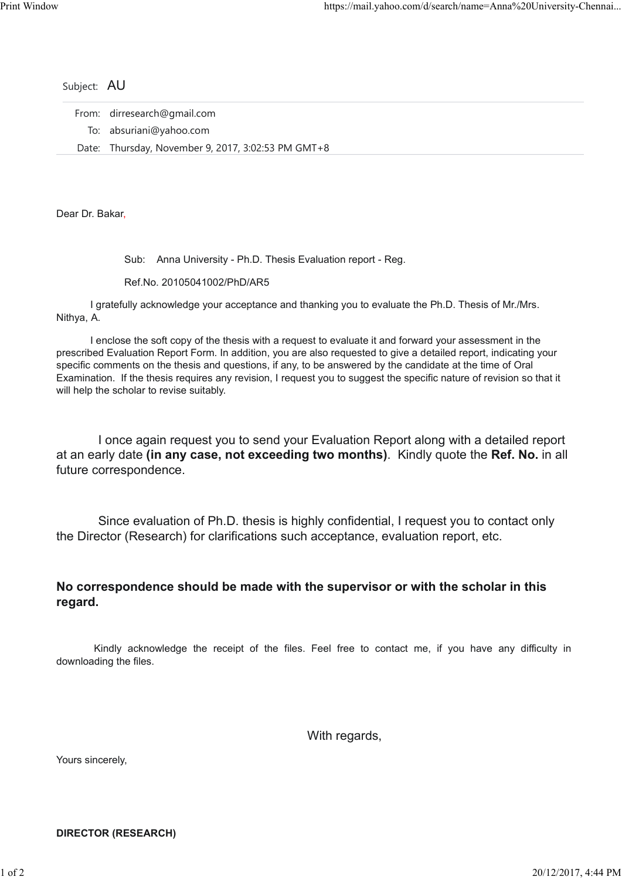Subject: AU

From: dirresearch@gmail.com

To: absuriani@yahoo.com

Date: Thursday, November 9, 2017, 3:02:53 PM GMT+8

Dear Dr. Bakar,

Sub: Anna University - Ph.D. Thesis Evaluation report - Reg.

Ref.No. 20105041002/PhD/AR5

I gratefully acknowledge your acceptance and thanking you to evaluate the Ph.D. Thesis of Mr./Mrs. Nithya, A.

I enclose the soft copy of the thesis with a request to evaluate it and forward your assessment in the prescribed Evaluation Report Form. In addition, you are also requested to give a detailed report, indicating your specific comments on the thesis and questions, if any, to be answered by the candidate at the time of Oral Examination. If the thesis requires any revision, I request you to suggest the specific nature of revision so that it will help the scholar to revise suitably.

I once again request you to send your Evaluation Report along with a detailed report at an early date **(in any case, not exceeding two months)**. Kindly quote the **Ref. No.** in all future correspondence.

Since evaluation of Ph.D. thesis is highly confidential, I request you to contact only the Director (Research) for clarifications such acceptance, evaluation report, etc.

**No correspondence should be made with the supervisor or with the scholar in this regard.**

Kindly acknowledge the receipt of the files. Feel free to contact me, if you have any difficulty in downloading the files.

With regards,

Yours sincerely,

**DIRECTOR (RESEARCH)**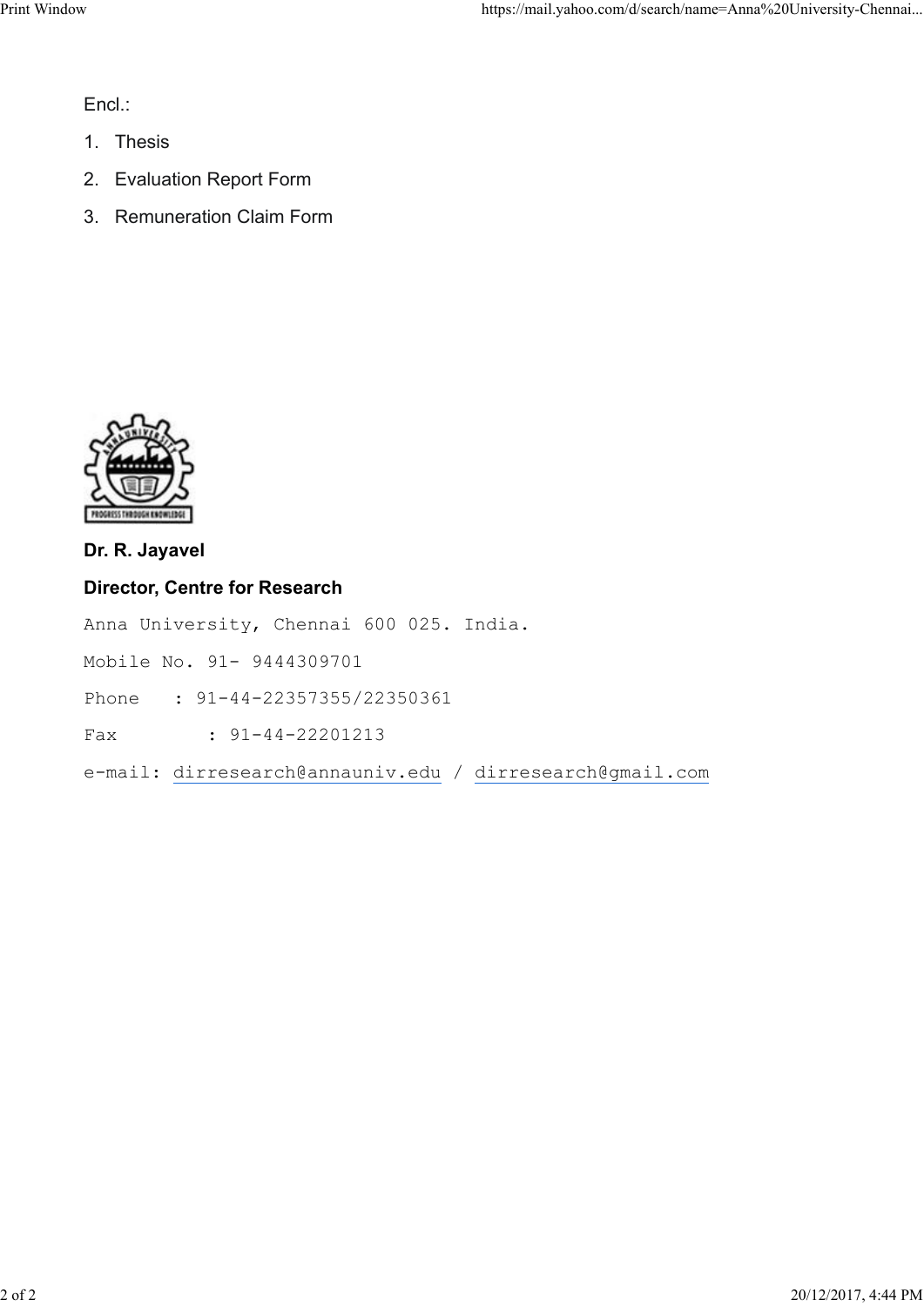Encl.:

1. Thesis
2. Evaluation Report Form
3. Remuneration Claim Form

**Dr. R. Jayavel**

**Director, Centre for Research**

Anna University, Chennai 600 025. India.

Mobile No. 91- 9444309701

Phone : 91-44-22357355/22350361

Fax : 91-44-22201213

e-mail: dirresearch@annauniv.edu / dirresearch@gmail.com